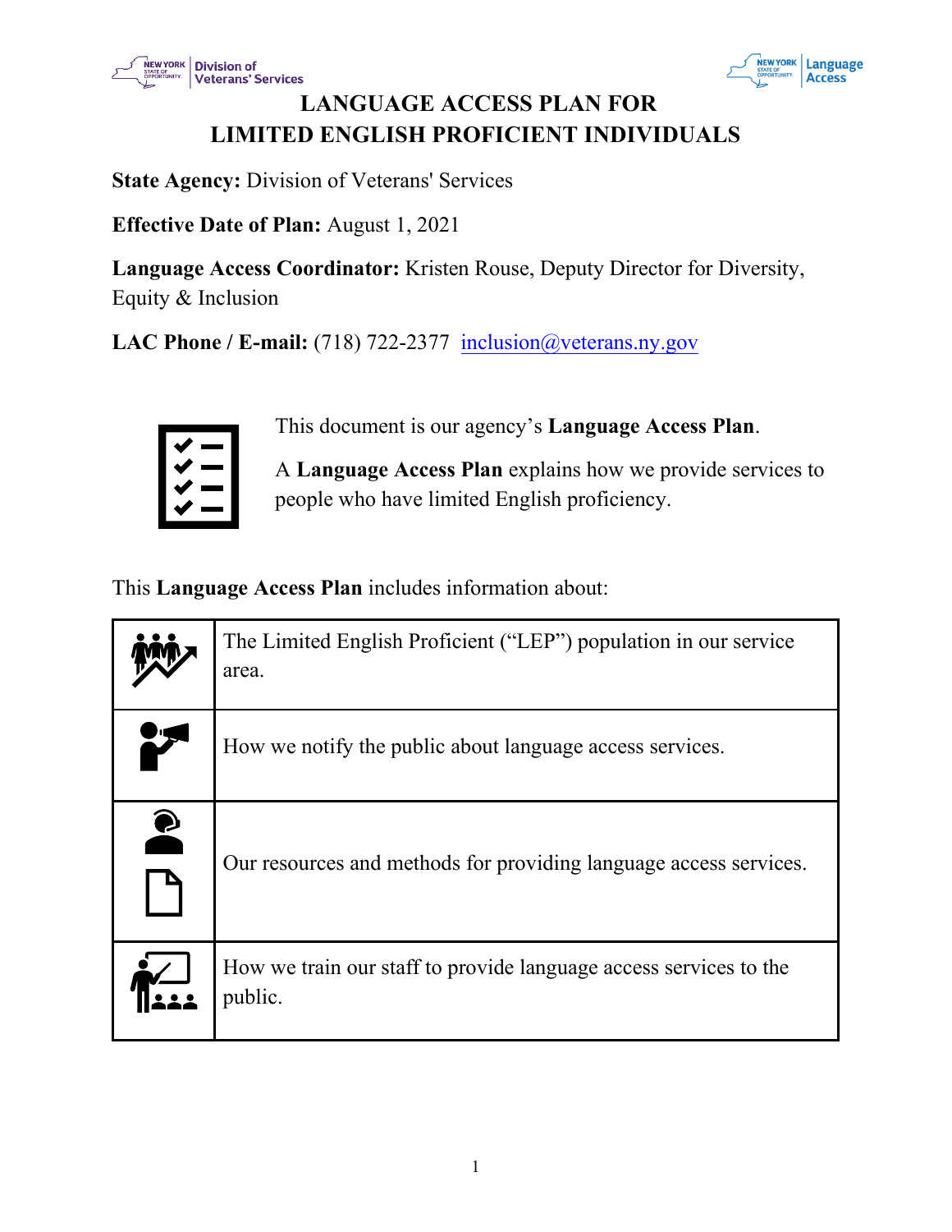# LANGUAGE ACCESS PLAN FOR LIMITED ENGLISH PROFICIENT INDIVIDUALS

**State Agency:** Division of Veterans' Services

**Effective Date of Plan:** August 1, 2021

**Language Access Coordinator:** Kristen Rouse, Deputy Director for Diversity, Equity & Inclusion

**LAC Phone / E-mail:** (718) 722-2377 inclusion@veterans.ny.gov

This document is our agency's **Language Access Plan**.

A **Language Access Plan** explains how we provide services to people who have limited English proficiency.

This **Language Access Plan** includes information about:

- The Limited English Proficient ("LEP") population in our service area.
- How we notify the public about language access services.
- Our resources and methods for providing language access services.
- How we train our staff to provide language access services to the public.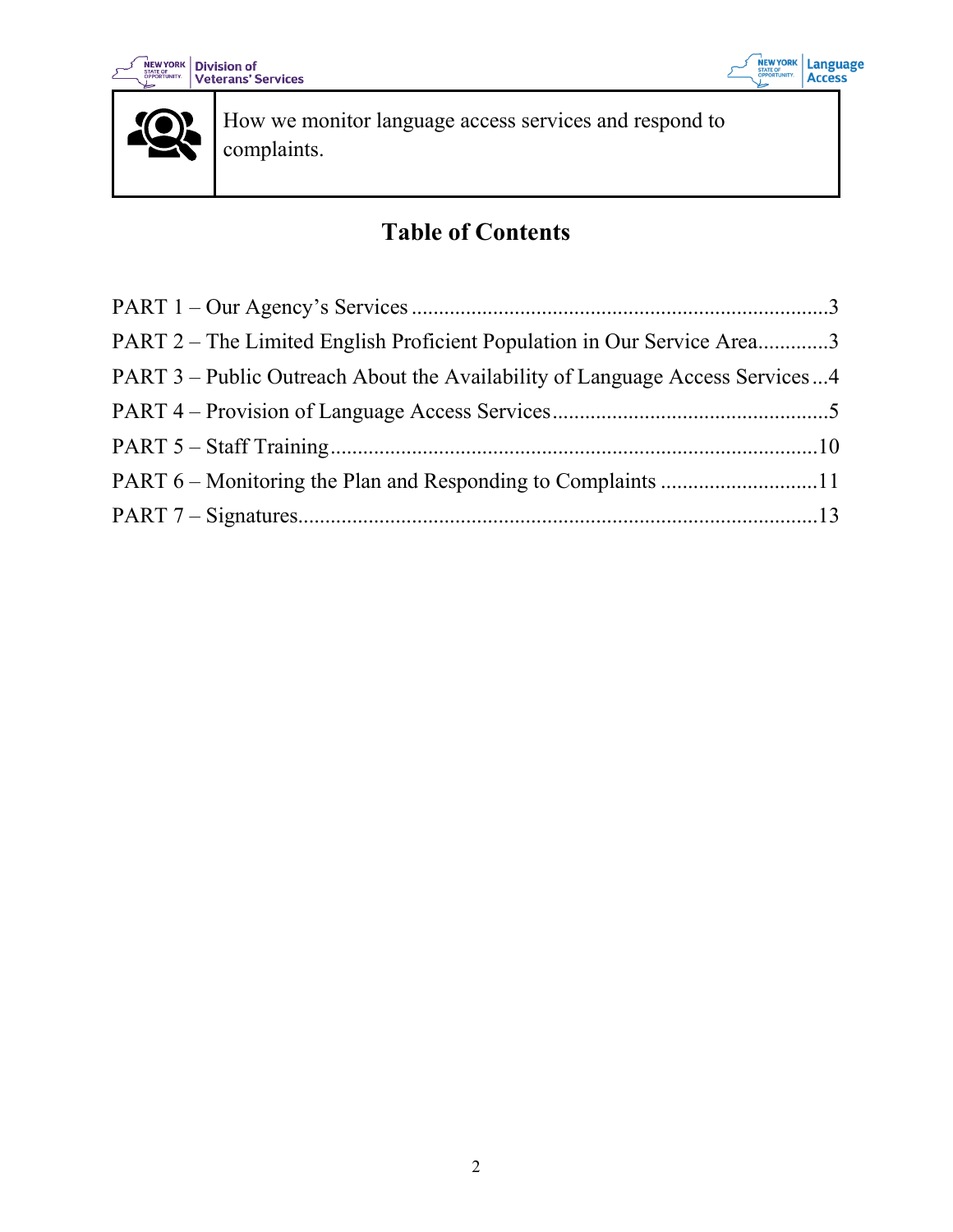| | How we monitor language access services and respond to complaints. |
|---|---|

## Table of Contents

PART 1 – Our Agency's Services ....................................................................3

PART 2 – The Limited English Proficient Population in Our Service Area.............3

PART 3 – Public Outreach About the Availability of Language Access Services...4

PART 4 – Provision of Language Access Services..................................................5

PART 5 – Staff Training........................................................................................10

PART 6 – Monitoring the Plan and Responding to Complaints .............................11

PART 7 – Signatures..............................................................................................13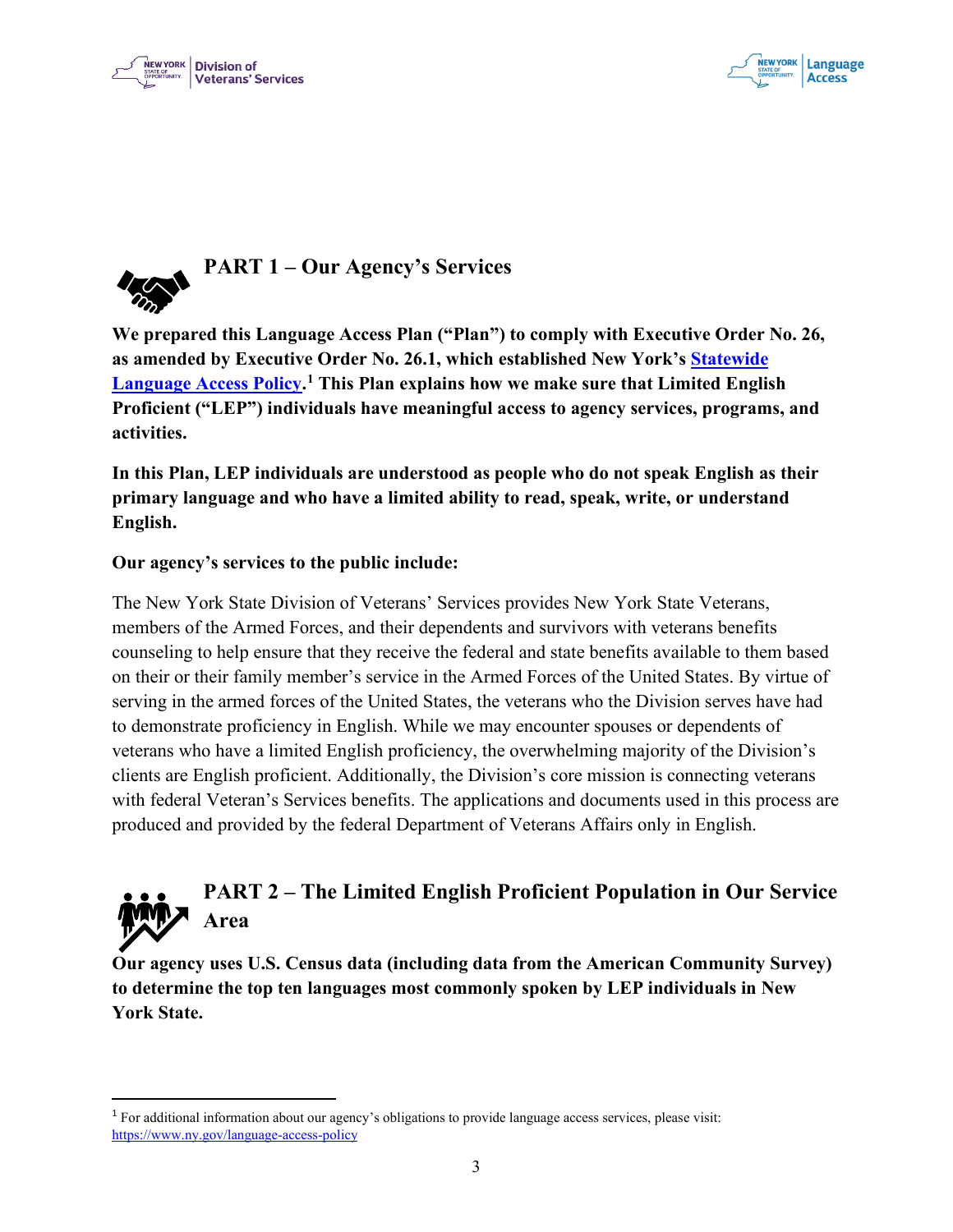## PART 1 – Our Agency's Services

**We prepared this Language Access Plan ("Plan") to comply with Executive Order No. 26, as amended by Executive Order No. 26.1, which established New York's [Statewide Language Access Policy](https://www.ny.gov/language-access-policy).[1] This Plan explains how we make sure that Limited English Proficient ("LEP") individuals have meaningful access to agency services, programs, and activities.**

**In this Plan, LEP individuals are understood as people who do not speak English as their primary language and who have a limited ability to read, speak, write, or understand English.**

**Our agency's services to the public include:**

The New York State Division of Veterans' Services provides New York State Veterans, members of the Armed Forces, and their dependents and survivors with veterans benefits counseling to help ensure that they receive the federal and state benefits available to them based on their or their family member's service in the Armed Forces of the United States. By virtue of serving in the armed forces of the United States, the veterans who the Division serves have had to demonstrate proficiency in English. While we may encounter spouses or dependents of veterans who have a limited English proficiency, the overwhelming majority of the Division's clients are English proficient. Additionally, the Division's core mission is connecting veterans with federal Veteran's Services benefits. The applications and documents used in this process are produced and provided by the federal Department of Veterans Affairs only in English.

## PART 2 – The Limited English Proficient Population in Our Service Area

**Our agency uses U.S. Census data (including data from the American Community Survey) to determine the top ten languages most commonly spoken by LEP individuals in New York State.**

---

[1] For additional information about our agency's obligations to provide language access services, please visit: https://www.ny.gov/language-access-policy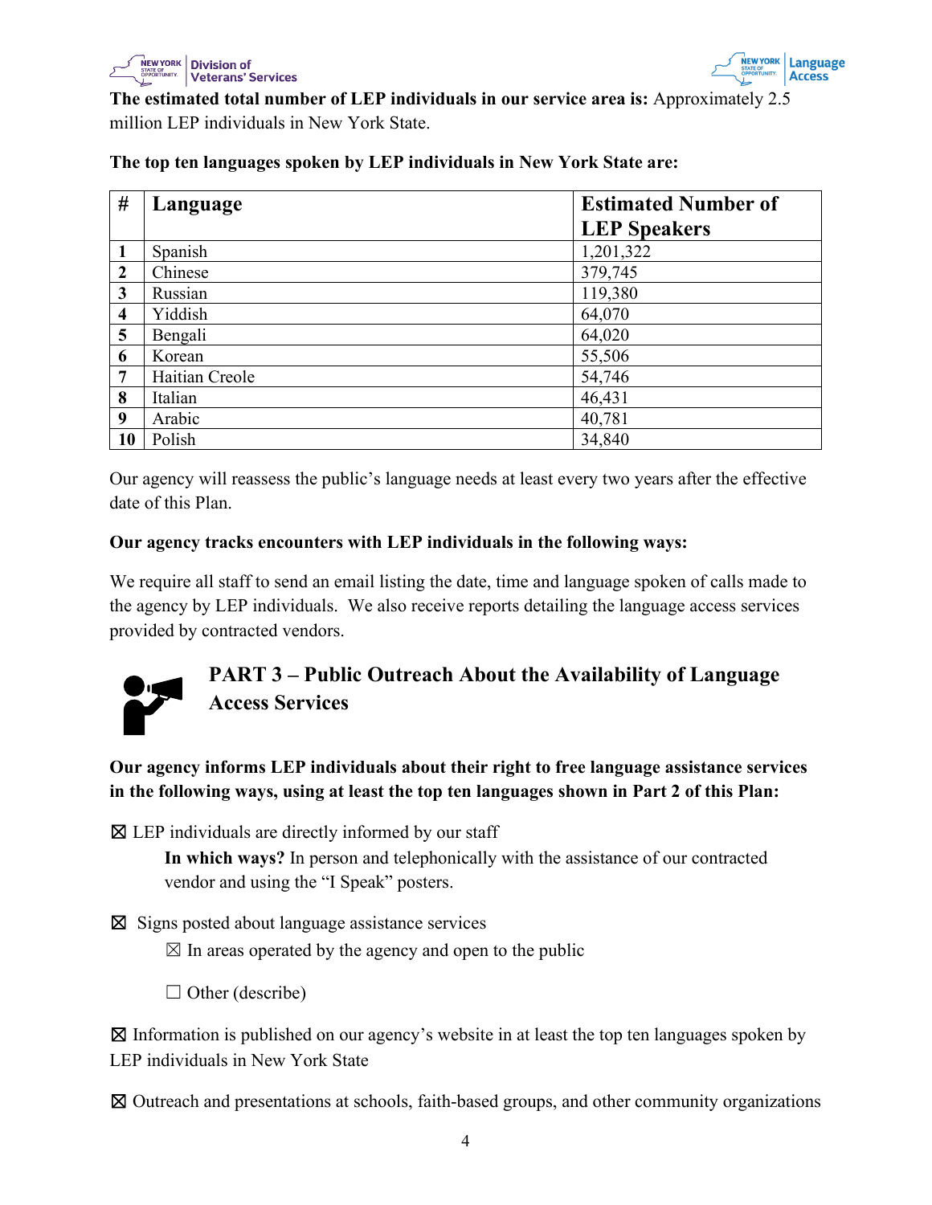**The estimated total number of LEP individuals in our service area is:** Approximately 2.5 million LEP individuals in New York State.

**The top ten languages spoken by LEP individuals in New York State are:**

| # | Language | Estimated Number of LEP Speakers |
|---|---|---|
| **1** | Spanish | 1,201,322 |
| **2** | Chinese | 379,745 |
| **3** | Russian | 119,380 |
| **4** | Yiddish | 64,070 |
| **5** | Bengali | 64,020 |
| **6** | Korean | 55,506 |
| **7** | Haitian Creole | 54,746 |
| **8** | Italian | 46,431 |
| **9** | Arabic | 40,781 |
| **10** | Polish | 34,840 |

Our agency will reassess the public's language needs at least every two years after the effective date of this Plan.

**Our agency tracks encounters with LEP individuals in the following ways:**

We require all staff to send an email listing the date, time and language spoken of calls made to the agency by LEP individuals. We also receive reports detailing the language access services provided by contracted vendors.

## PART 3 – Public Outreach About the Availability of Language Access Services

**Our agency informs LEP individuals about their right to free language assistance services in the following ways, using at least the top ten languages shown in Part 2 of this Plan:**

☒ LEP individuals are directly informed by our staff

**In which ways?** In person and telephonically with the assistance of our contracted vendor and using the "I Speak" posters.

☒ Signs posted about language assistance services

☒ In areas operated by the agency and open to the public

☐ Other (describe)

☒ Information is published on our agency's website in at least the top ten languages spoken by LEP individuals in New York State

☒ Outreach and presentations at schools, faith-based groups, and other community organizations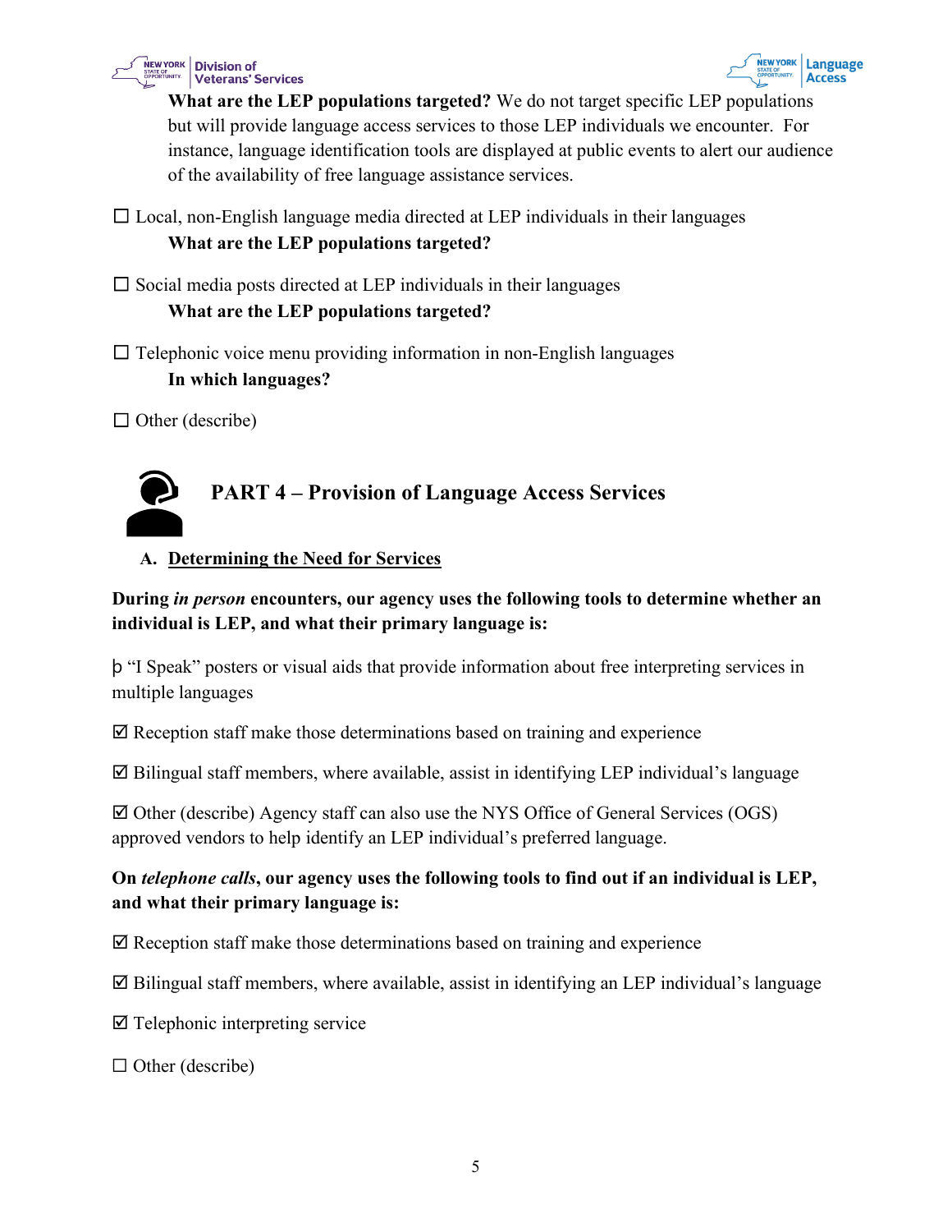**What are the LEP populations targeted?** We do not target specific LEP populations but will provide language access services to those LEP individuals we encounter. For instance, language identification tools are displayed at public events to alert our audience of the availability of free language assistance services.

☐ Local, non-English language media directed at LEP individuals in their languages
**What are the LEP populations targeted?**

☐ Social media posts directed at LEP individuals in their languages
**What are the LEP populations targeted?**

☐ Telephonic voice menu providing information in non-English languages
**In which languages?**

☐ Other (describe)

## PART 4 – Provision of Language Access Services

### A. Determining the Need for Services

**During *in person* encounters, our agency uses the following tools to determine whether an individual is LEP, and what their primary language is:**

þ "I Speak" posters or visual aids that provide information about free interpreting services in multiple languages

☑ Reception staff make those determinations based on training and experience

☑ Bilingual staff members, where available, assist in identifying LEP individual's language

☑ Other (describe) Agency staff can also use the NYS Office of General Services (OGS) approved vendors to help identify an LEP individual's preferred language.

**On *telephone calls*, our agency uses the following tools to find out if an individual is LEP, and what their primary language is:**

☑ Reception staff make those determinations based on training and experience

☑ Bilingual staff members, where available, assist in identifying an LEP individual's language

☑ Telephonic interpreting service

☐ Other (describe)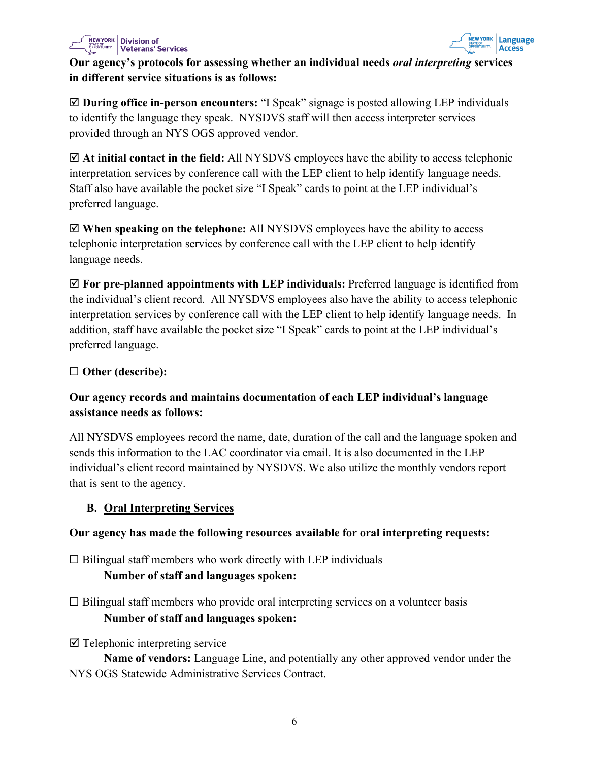**Our agency's protocols for assessing whether an individual needs *oral interpreting* services in different service situations is as follows:**

☑ **During office in-person encounters:** "I Speak" signage is posted allowing LEP individuals to identify the language they speak. NYSDVS staff will then access interpreter services provided through an NYS OGS approved vendor.

☑ **At initial contact in the field:** All NYSDVS employees have the ability to access telephonic interpretation services by conference call with the LEP client to help identify language needs. Staff also have available the pocket size "I Speak" cards to point at the LEP individual's preferred language.

☑ **When speaking on the telephone:** All NYSDVS employees have the ability to access telephonic interpretation services by conference call with the LEP client to help identify language needs.

☑ **For pre-planned appointments with LEP individuals:** Preferred language is identified from the individual's client record. All NYSDVS employees also have the ability to access telephonic interpretation services by conference call with the LEP client to help identify language needs. In addition, staff have available the pocket size "I Speak" cards to point at the LEP individual's preferred language.

☐ **Other (describe):**

**Our agency records and maintains documentation of each LEP individual's language assistance needs as follows:**

All NYSDVS employees record the name, date, duration of the call and the language spoken and sends this information to the LAC coordinator via email. It is also documented in the LEP individual's client record maintained by NYSDVS. We also utilize the monthly vendors report that is sent to the agency.

### B. Oral Interpreting Services

**Our agency has made the following resources available for oral interpreting requests:**

☐ Bilingual staff members who work directly with LEP individuals
**Number of staff and languages spoken:**

☐ Bilingual staff members who provide oral interpreting services on a volunteer basis
**Number of staff and languages spoken:**

☑ Telephonic interpreting service
**Name of vendors:** Language Line, and potentially any other approved vendor under the NYS OGS Statewide Administrative Services Contract.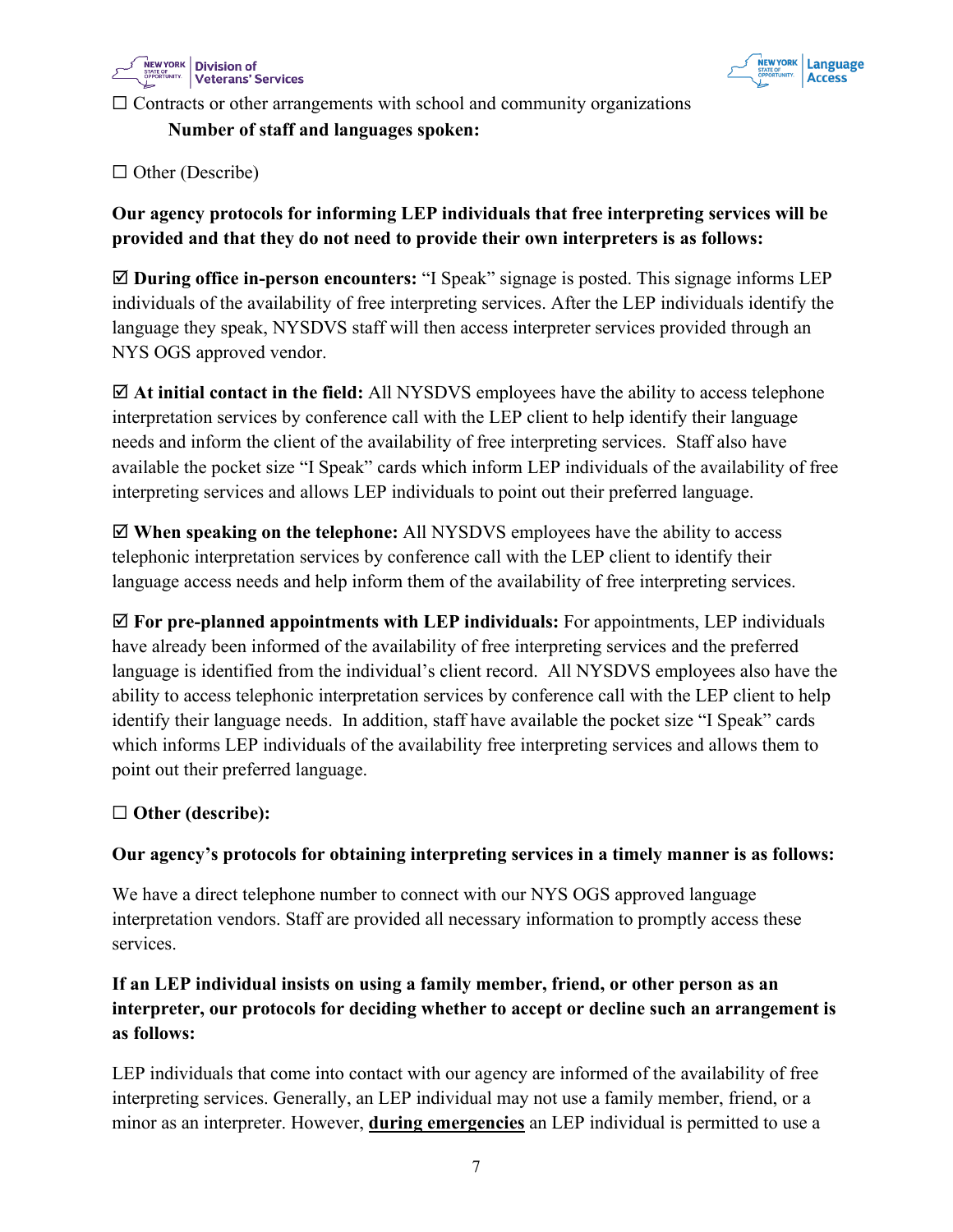☐ Contracts or other arrangements with school and community organizations

**Number of staff and languages spoken:**

☐ Other (Describe)

**Our agency protocols for informing LEP individuals that free interpreting services will be provided and that they do not need to provide their own interpreters is as follows:**

☑ **During office in-person encounters:** "I Speak" signage is posted. This signage informs LEP individuals of the availability of free interpreting services. After the LEP individuals identify the language they speak, NYSDVS staff will then access interpreter services provided through an NYS OGS approved vendor.

☑ **At initial contact in the field:** All NYSDVS employees have the ability to access telephone interpretation services by conference call with the LEP client to help identify their language needs and inform the client of the availability of free interpreting services. Staff also have available the pocket size "I Speak" cards which inform LEP individuals of the availability of free interpreting services and allows LEP individuals to point out their preferred language.

☑ **When speaking on the telephone:** All NYSDVS employees have the ability to access telephonic interpretation services by conference call with the LEP client to identify their language access needs and help inform them of the availability of free interpreting services.

☑ **For pre-planned appointments with LEP individuals:** For appointments, LEP individuals have already been informed of the availability of free interpreting services and the preferred language is identified from the individual's client record. All NYSDVS employees also have the ability to access telephonic interpretation services by conference call with the LEP client to help identify their language needs. In addition, staff have available the pocket size "I Speak" cards which informs LEP individuals of the availability free interpreting services and allows them to point out their preferred language.

☐ **Other (describe):**

**Our agency's protocols for obtaining interpreting services in a timely manner is as follows:**

We have a direct telephone number to connect with our NYS OGS approved language interpretation vendors. Staff are provided all necessary information to promptly access these services.

**If an LEP individual insists on using a family member, friend, or other person as an interpreter, our protocols for deciding whether to accept or decline such an arrangement is as follows:**

LEP individuals that come into contact with our agency are informed of the availability of free interpreting services. Generally, an LEP individual may not use a family member, friend, or a minor as an interpreter. However, **<u>during emergencies</u>** an LEP individual is permitted to use a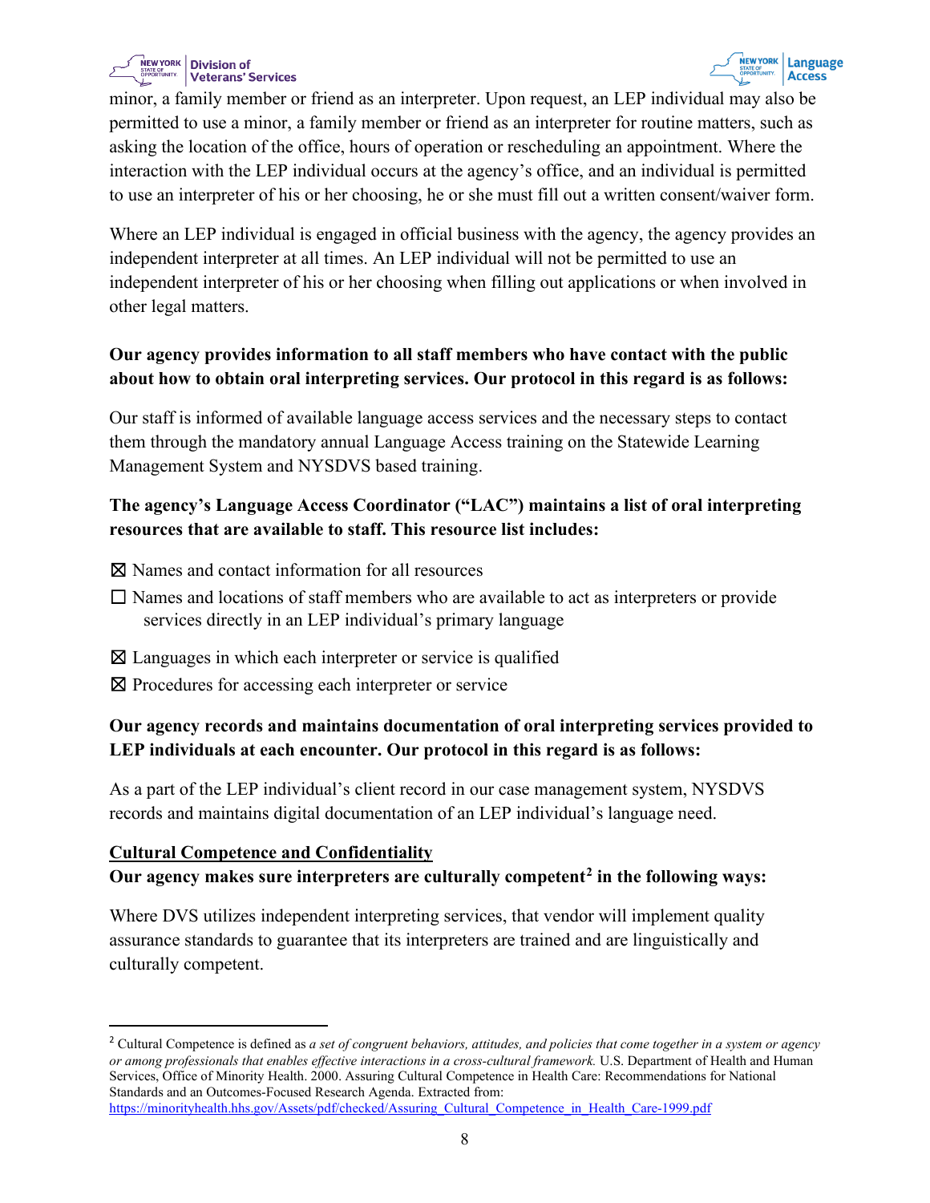minor, a family member or friend as an interpreter. Upon request, an LEP individual may also be permitted to use a minor, a family member or friend as an interpreter for routine matters, such as asking the location of the office, hours of operation or rescheduling an appointment. Where the interaction with the LEP individual occurs at the agency's office, and an individual is permitted to use an interpreter of his or her choosing, he or she must fill out a written consent/waiver form.

Where an LEP individual is engaged in official business with the agency, the agency provides an independent interpreter at all times. An LEP individual will not be permitted to use an independent interpreter of his or her choosing when filling out applications or when involved in other legal matters.

**Our agency provides information to all staff members who have contact with the public about how to obtain oral interpreting services. Our protocol in this regard is as follows:**

Our staff is informed of available language access services and the necessary steps to contact them through the mandatory annual Language Access training on the Statewide Learning Management System and NYSDVS based training.

**The agency's Language Access Coordinator ("LAC") maintains a list of oral interpreting resources that are available to staff. This resource list includes:**

☒ Names and contact information for all resources

☐ Names and locations of staff members who are available to act as interpreters or provide services directly in an LEP individual's primary language

☒ Languages in which each interpreter or service is qualified

☒ Procedures for accessing each interpreter or service

**Our agency records and maintains documentation of oral interpreting services provided to LEP individuals at each encounter. Our protocol in this regard is as follows:**

As a part of the LEP individual's client record in our case management system, NYSDVS records and maintains digital documentation of an LEP individual's language need.

**<u>Cultural Competence and Confidentiality</u>**

**Our agency makes sure interpreters are culturally competent[2] in the following ways:**

Where DVS utilizes independent interpreting services, that vendor will implement quality assurance standards to guarantee that its interpreters are trained and are linguistically and culturally competent.

---

[2] Cultural Competence is defined as *a set of congruent behaviors, attitudes, and policies that come together in a system or agency or among professionals that enables effective interactions in a cross-cultural framework.* U.S. Department of Health and Human Services, Office of Minority Health. 2000. Assuring Cultural Competence in Health Care: Recommendations for National Standards and an Outcomes-Focused Research Agenda. Extracted from: https://minorityhealth.hhs.gov/Assets/pdf/checked/Assuring_Cultural_Competence_in_Health_Care-1999.pdf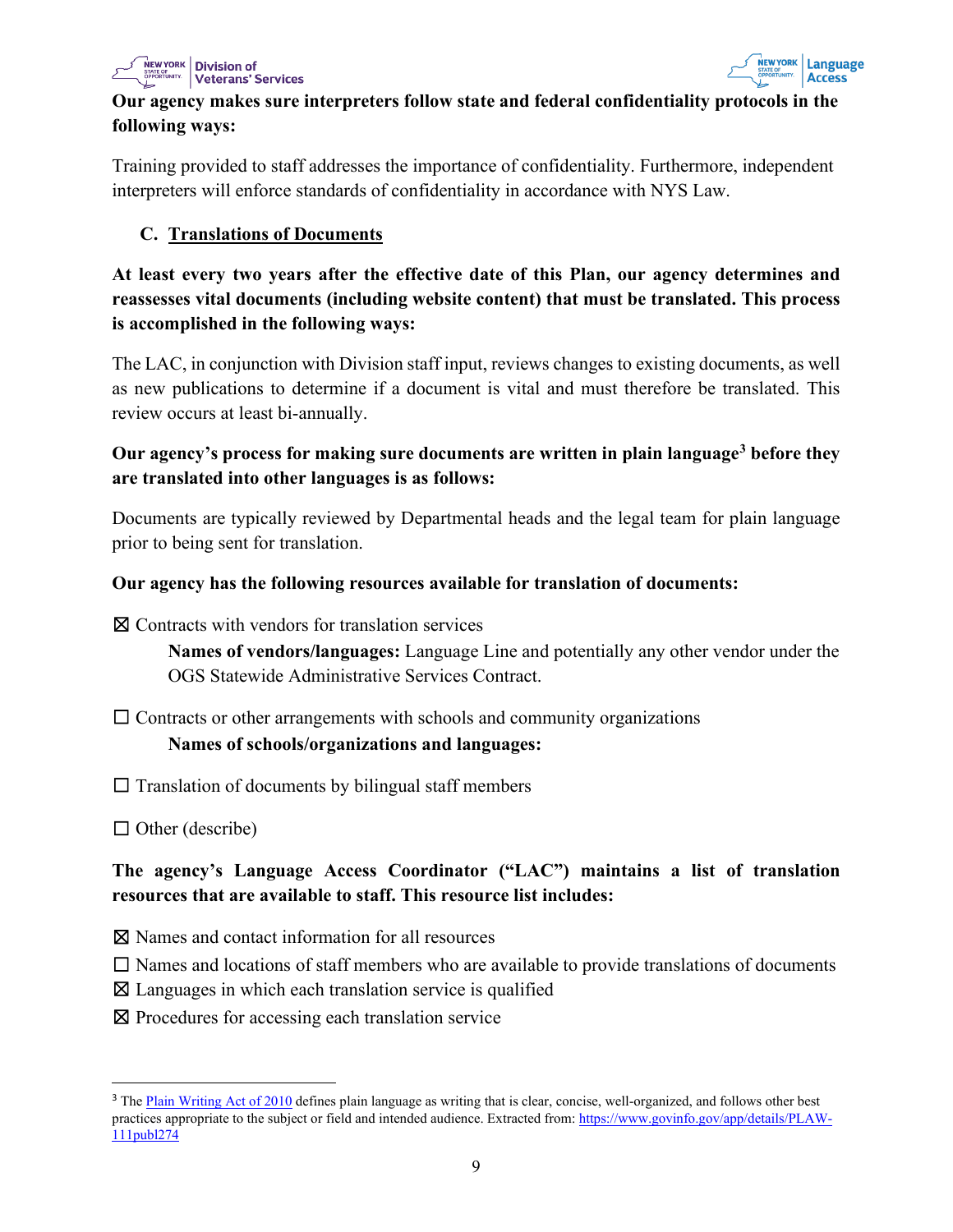**Our agency makes sure interpreters follow state and federal confidentiality protocols in the following ways:**

Training provided to staff addresses the importance of confidentiality. Furthermore, independent interpreters will enforce standards of confidentiality in accordance with NYS Law.

### C. Translations of Documents

**At least every two years after the effective date of this Plan, our agency determines and reassesses vital documents (including website content) that must be translated. This process is accomplished in the following ways:**

The LAC, in conjunction with Division staff input, reviews changes to existing documents, as well as new publications to determine if a document is vital and must therefore be translated. This review occurs at least bi-annually.

**Our agency's process for making sure documents are written in plain language[3] before they are translated into other languages is as follows:**

Documents are typically reviewed by Departmental heads and the legal team for plain language prior to being sent for translation.

**Our agency has the following resources available for translation of documents:**

☒ Contracts with vendors for translation services

> **Names of vendors/languages:** Language Line and potentially any other vendor under the OGS Statewide Administrative Services Contract.

☐ Contracts or other arrangements with schools and community organizations

> **Names of schools/organizations and languages:**

☐ Translation of documents by bilingual staff members

☐ Other (describe)

**The agency's Language Access Coordinator ("LAC") maintains a list of translation resources that are available to staff. This resource list includes:**

☒ Names and contact information for all resources
☐ Names and locations of staff members who are available to provide translations of documents
☒ Languages in which each translation service is qualified
☒ Procedures for accessing each translation service

---

[3] The Plain Writing Act of 2010 defines plain language as writing that is clear, concise, well-organized, and follows other best practices appropriate to the subject or field and intended audience. Extracted from: https://www.govinfo.gov/app/details/PLAW-111publ274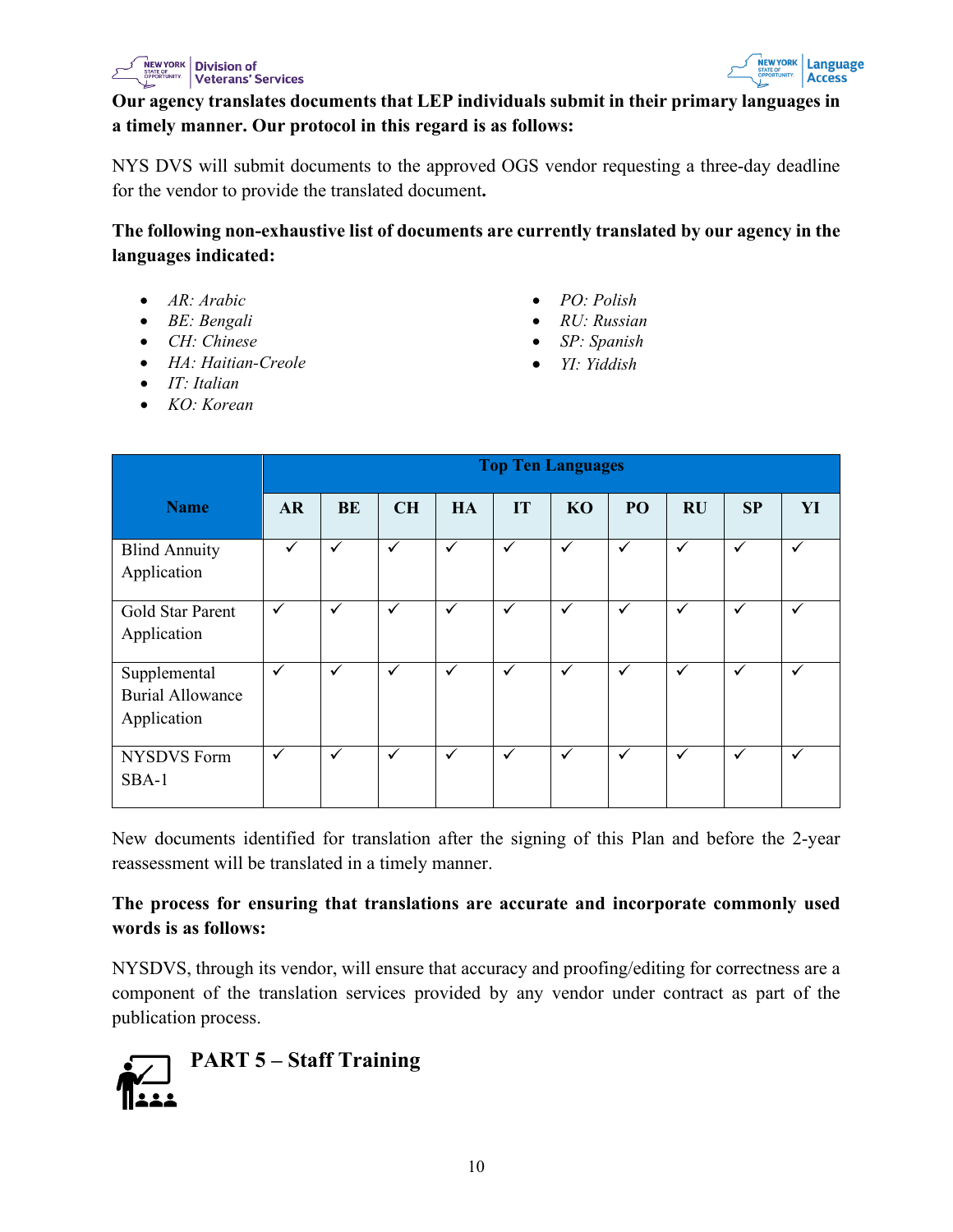**Our agency translates documents that LEP individuals submit in their primary languages in a timely manner. Our protocol in this regard is as follows:**

NYS DVS will submit documents to the approved OGS vendor requesting a three-day deadline for the vendor to provide the translated document**.**

**The following non-exhaustive list of documents are currently translated by our agency in the languages indicated:**

- *AR: Arabic*
- *BE: Bengali*
- *CH: Chinese*
- *HA: Haitian-Creole*
- *IT: Italian*
- *KO: Korean*
- *PO: Polish*
- *RU: Russian*
- *SP: Spanish*
- *YI: Yiddish*

| Name | Top Ten Languages | | | | | | | | | |
|---|---|---|---|---|---|---|---|---|---|---|
| | AR | BE | CH | HA | IT | KO | PO | RU | SP | YI |
| Blind Annuity Application | ✓ | ✓ | ✓ | ✓ | ✓ | ✓ | ✓ | ✓ | ✓ | ✓ |
| Gold Star Parent Application | ✓ | ✓ | ✓ | ✓ | ✓ | ✓ | ✓ | ✓ | ✓ | ✓ |
| Supplemental Burial Allowance Application | ✓ | ✓ | ✓ | ✓ | ✓ | ✓ | ✓ | ✓ | ✓ | ✓ |
| NYSDVS Form SBA-1 | ✓ | ✓ | ✓ | ✓ | ✓ | ✓ | ✓ | ✓ | ✓ | ✓ |

New documents identified for translation after the signing of this Plan and before the 2-year reassessment will be translated in a timely manner.

**The process for ensuring that translations are accurate and incorporate commonly used words is as follows:**

NYSDVS, through its vendor, will ensure that accuracy and proofing/editing for correctness are a component of the translation services provided by any vendor under contract as part of the publication process.

## PART 5 – Staff Training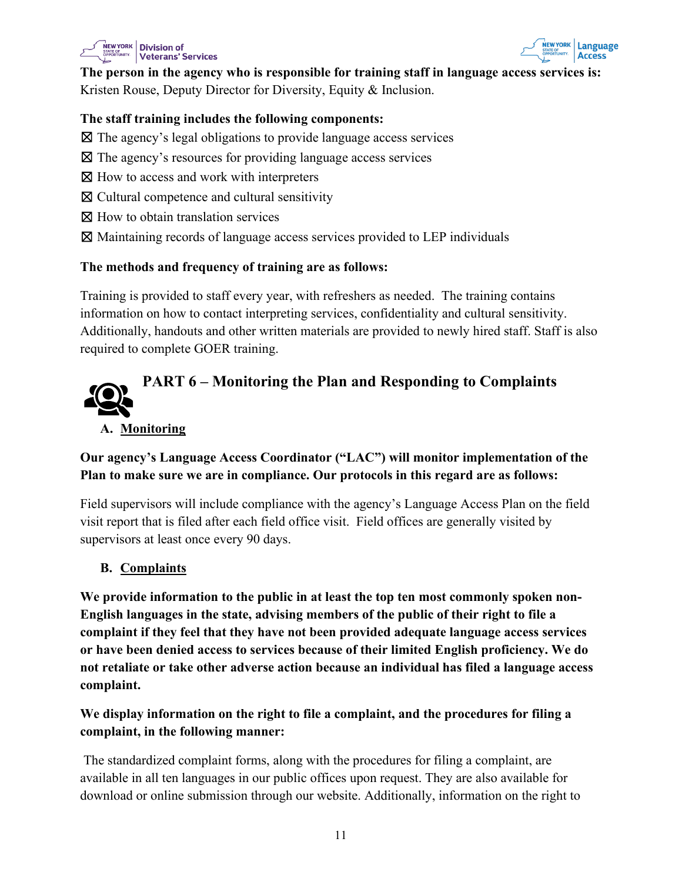**The person in the agency who is responsible for training staff in language access services is:**
Kristen Rouse, Deputy Director for Diversity, Equity & Inclusion.

**The staff training includes the following components:**

☒ The agency's legal obligations to provide language access services
☒ The agency's resources for providing language access services
☒ How to access and work with interpreters
☒ Cultural competence and cultural sensitivity
☒ How to obtain translation services
☒ Maintaining records of language access services provided to LEP individuals

**The methods and frequency of training are as follows:**

Training is provided to staff every year, with refreshers as needed. The training contains information on how to contact interpreting services, confidentiality and cultural sensitivity. Additionally, handouts and other written materials are provided to newly hired staff. Staff is also required to complete GOER training.

## PART 6 – Monitoring the Plan and Responding to Complaints

### A. Monitoring

**Our agency's Language Access Coordinator ("LAC") will monitor implementation of the Plan to make sure we are in compliance. Our protocols in this regard are as follows:**

Field supervisors will include compliance with the agency's Language Access Plan on the field visit report that is filed after each field office visit. Field offices are generally visited by supervisors at least once every 90 days.

### B. Complaints

**We provide information to the public in at least the top ten most commonly spoken non-English languages in the state, advising members of the public of their right to file a complaint if they feel that they have not been provided adequate language access services or have been denied access to services because of their limited English proficiency. We do not retaliate or take other adverse action because an individual has filed a language access complaint.**

**We display information on the right to file a complaint, and the procedures for filing a complaint, in the following manner:**

The standardized complaint forms, along with the procedures for filing a complaint, are available in all ten languages in our public offices upon request. They are also available for download or online submission through our website. Additionally, information on the right to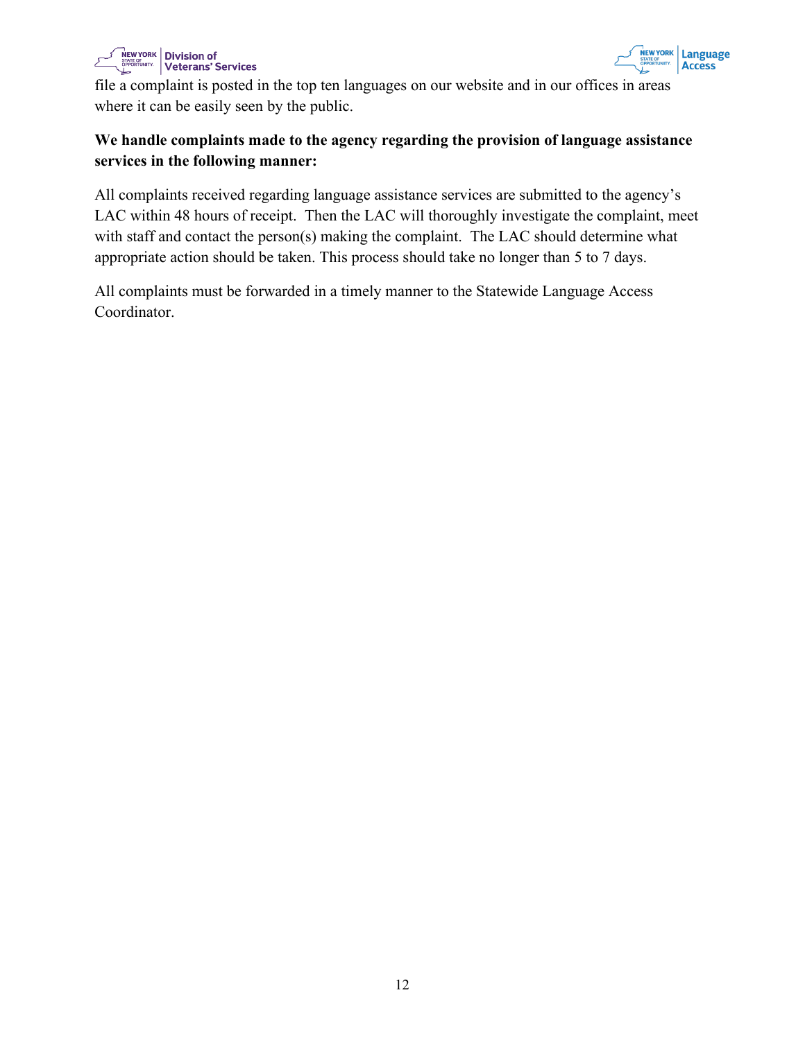file a complaint is posted in the top ten languages on our website and in our offices in areas where it can be easily seen by the public.

**We handle complaints made to the agency regarding the provision of language assistance services in the following manner:**

All complaints received regarding language assistance services are submitted to the agency's LAC within 48 hours of receipt. Then the LAC will thoroughly investigate the complaint, meet with staff and contact the person(s) making the complaint. The LAC should determine what appropriate action should be taken. This process should take no longer than 5 to 7 days.

All complaints must be forwarded in a timely manner to the Statewide Language Access Coordinator.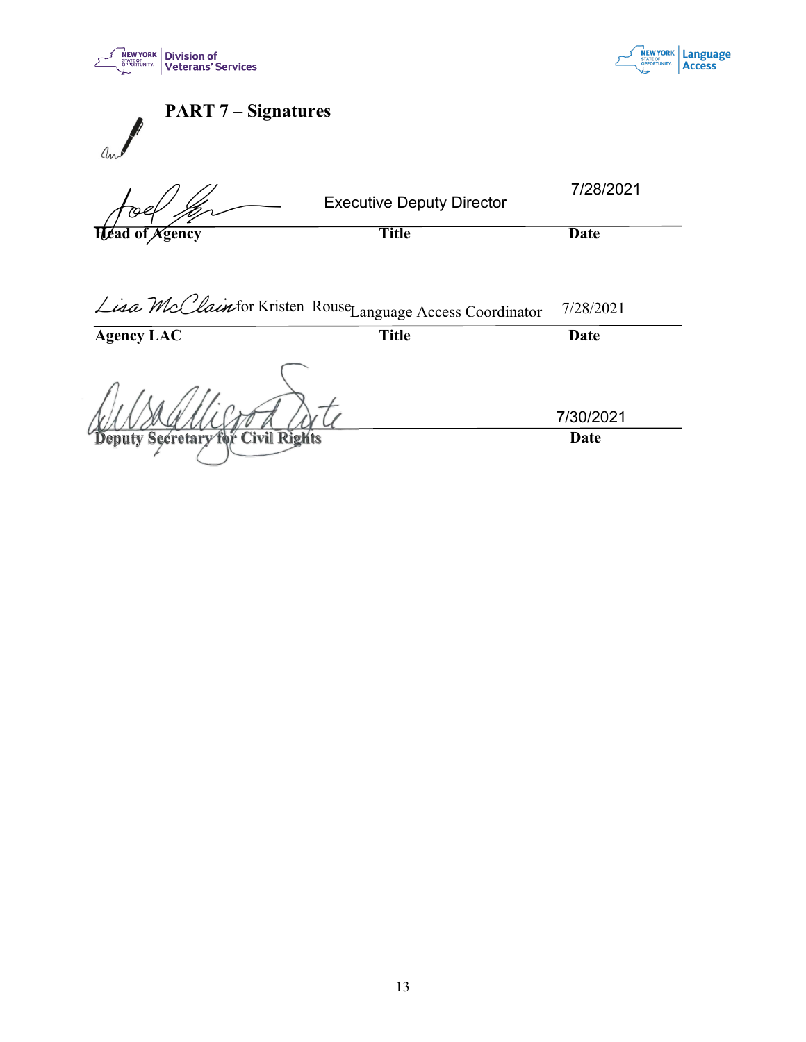## PART 7 – Signatures

| | | |
|---|---|---|
| | Executive Deputy Director | 7/28/2021 |
| **Head of Agency** | **Title** | **Date** |
| Lisa McClain for Kristen Rouse | Language Access Coordinator | 7/28/2021 |
| **Agency LAC** | **Title** | **Date** |
| | | 7/30/2021 |
| **Deputy Secretary for Civil Rights** | | **Date** |